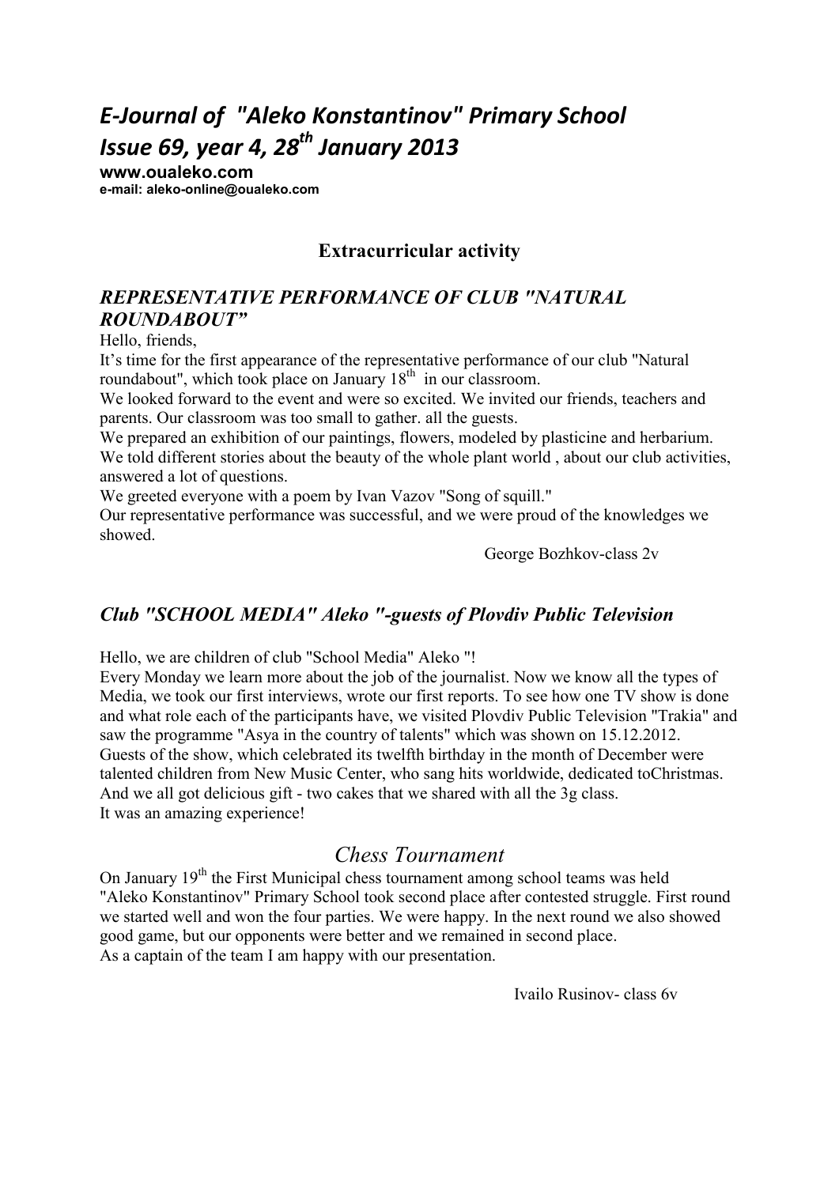# *E-Journal of "Aleko Konstantinov" Primary School Issue 69, year 4, 28th January 2013*

**www.oualeko.com**
**e-mail: aleko-online@oualeko.com**

## Extracurricular activity

### *REPRESENTATIVE PERFORMANCE OF CLUB "NATURAL ROUNDABOUT"*

Hello, friends,

It's time for the first appearance of the representative performance of our club "Natural roundabout", which took place on January 18th in our classroom.

We looked forward to the event and were so excited. We invited our friends, teachers and parents. Our classroom was too small to gather. all the guests.

We prepared an exhibition of our paintings, flowers, modeled by plasticine and herbarium. We told different stories about the beauty of the whole plant world , about our club activities, answered a lot of questions.

We greeted everyone with a poem by Ivan Vazov "Song of squill."

Our representative performance was successful, and we were proud of the knowledges we showed.

George Bozhkov-class 2v

### *Club "SCHOOL MEDIA" Aleko "-guests of Plovdiv Public Television*

Hello, we are children of club "School Media" Aleko "!

Every Monday we learn more about the job of the journalist. Now we know all the types of Media, we took our first interviews, wrote our first reports. To see how one TV show is done and what role each of the participants have, we visited Plovdiv Public Television "Trakia" and saw the programme "Asya in the country of talents" which was shown on 15.12.2012. Guests of the show, which celebrated its twelfth birthday in the month of December were talented children from New Music Center, who sang hits worldwide, dedicated toChristmas. And we all got delicious gift - two cakes that we shared with all the 3g class.

It was an amazing experience!

## Chess Tournament

On January 19th the First Municipal chess tournament among school teams was held "Aleko Konstantinov" Primary School took second place after contested struggle. First round we started well and won the four parties. We were happy. In the next round we also showed good game, but our opponents were better and we remained in second place.

As a captain of the team I am happy with our presentation.

Ivailo Rusinov- class 6v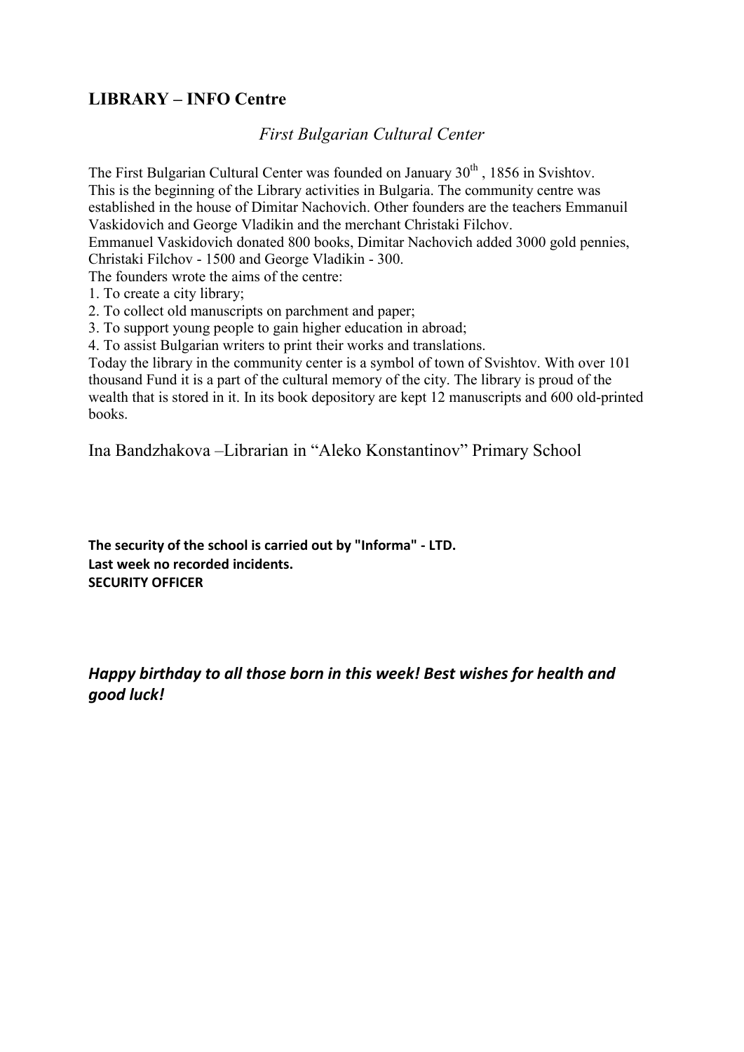## LIBRARY – INFO Centre

### *First Bulgarian Cultural Center*

The First Bulgarian Cultural Center was founded on January 30th , 1856 in Svishtov.
This is the beginning of the Library activities in Bulgaria. The community centre was established in the house of Dimitar Nachovich. Other founders are the teachers Emmanuil Vaskidovich and George Vladikin and the merchant Christaki Filchov.
Emmanuel Vaskidovich donated 800 books, Dimitar Nachovich added 3000 gold pennies, Christaki Filchov - 1500 and George Vladikin - 300.
The founders wrote the aims of the centre:

1. To create a city library;
2. To collect old manuscripts on parchment and paper;
3. To support young people to gain higher education in abroad;
4. To assist Bulgarian writers to print their works and translations.

Today the library in the community center is a symbol of town of Svishtov. With over 101 thousand Fund it is a part of the cultural memory of the city. The library is proud of the wealth that is stored in it. In its book depository are kept 12 manuscripts and 600 old-printed books.

Ina Bandzhakova –Librarian in "Aleko Konstantinov" Primary School

**The security of the school is carried out by "Informa" - LTD.**
**Last week no recorded incidents.**
**SECURITY OFFICER**

***Happy birthday to all those born in this week! Best wishes for health and good luck!***